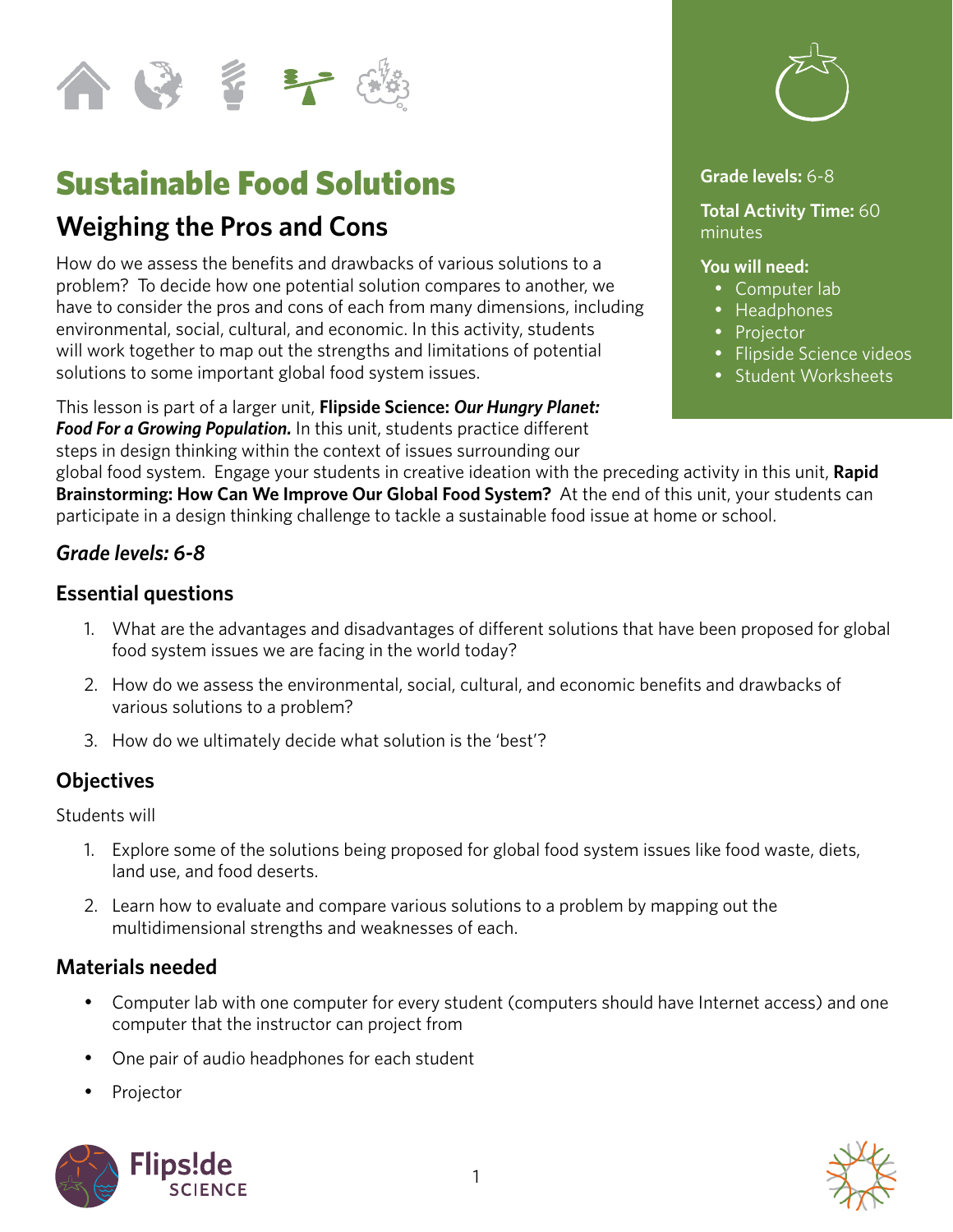# Sustainable Food Solutions

## Weighing the Pros and Cons

**Grade levels:** 6-8

**Total Activity Time:** 60 minutes

**You will need:**

- Computer lab
- Headphones
- Projector
- Flipside Science videos
- Student Worksheets

How do we assess the benefits and drawbacks of various solutions to a problem? To decide how one potential solution compares to another, we have to consider the pros and cons of each from many dimensions, including environmental, social, cultural, and economic. In this activity, students will work together to map out the strengths and limitations of potential solutions to some important global food system issues.

This lesson is part of a larger unit, **Flipside Science: *Our Hungry Planet: Food For a Growing Population.*** In this unit, students practice different steps in design thinking within the context of issues surrounding our global food system. Engage your students in creative ideation with the preceding activity in this unit, **Rapid Brainstorming: How Can We Improve Our Global Food System?** At the end of this unit, your students can participate in a design thinking challenge to tackle a sustainable food issue at home or school.

### *Grade levels: 6-8*

### Essential questions

1. What are the advantages and disadvantages of different solutions that have been proposed for global food system issues we are facing in the world today?
2. How do we assess the environmental, social, cultural, and economic benefits and drawbacks of various solutions to a problem?
3. How do we ultimately decide what solution is the 'best'?

### Objectives

Students will

1. Explore some of the solutions being proposed for global food system issues like food waste, diets, land use, and food deserts.
2. Learn how to evaluate and compare various solutions to a problem by mapping out the multidimensional strengths and weaknesses of each.

### Materials needed

- Computer lab with one computer for every student (computers should have Internet access) and one computer that the instructor can project from
- One pair of audio headphones for each student
- Projector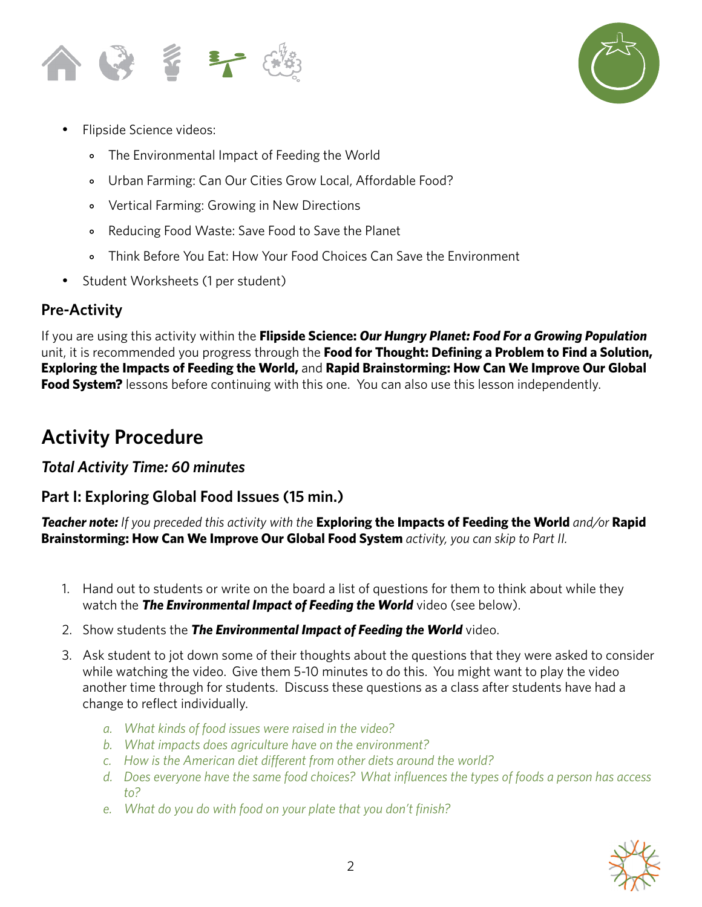- Flipside Science videos:
  - The Environmental Impact of Feeding the World
  - Urban Farming: Can Our Cities Grow Local, Affordable Food?
  - Vertical Farming: Growing in New Directions
  - Reducing Food Waste: Save Food to Save the Planet
  - Think Before You Eat: How Your Food Choices Can Save the Environment
- Student Worksheets (1 per student)

### Pre-Activity

If you are using this activity within the **Flipside Science: *Our Hungry Planet: Food For a Growing Population*** unit, it is recommended you progress through the **Food for Thought: Defining a Problem to Find a Solution, Exploring the Impacts of Feeding the World,** and **Rapid Brainstorming: How Can We Improve Our Global Food System?** lessons before continuing with this one. You can also use this lesson independently.

## Activity Procedure

### *Total Activity Time: 60 minutes*

### Part I: Exploring Global Food Issues (15 min.)

***Teacher note:*** *If you preceded this activity with the* **Exploring the Impacts of Feeding the World** *and/or* **Rapid Brainstorming: How Can We Improve Our Global Food System** *activity, you can skip to Part II.*

1. Hand out to students or write on the board a list of questions for them to think about while they watch the ***The Environmental Impact of Feeding the World*** video (see below).
2. Show students the ***The Environmental Impact of Feeding the World*** video.
3. Ask student to jot down some of their thoughts about the questions that they were asked to consider while watching the video. Give them 5-10 minutes to do this. You might want to play the video another time through for students. Discuss these questions as a class after students have had a change to reflect individually.
   a. *What kinds of food issues were raised in the video?*
   b. *What impacts does agriculture have on the environment?*
   c. *How is the American diet different from other diets around the world?*
   d. *Does everyone have the same food choices? What influences the types of foods a person has access to?*
   e. *What do you do with food on your plate that you don't finish?*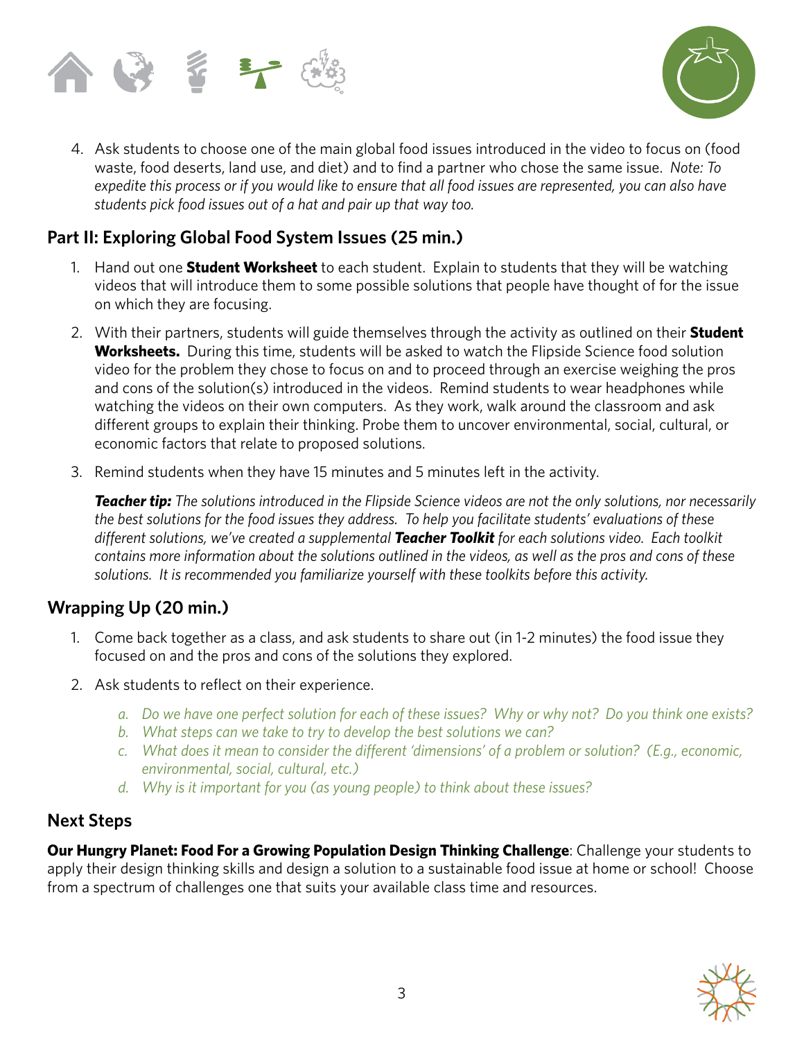4. Ask students to choose one of the main global food issues introduced in the video to focus on (food waste, food deserts, land use, and diet) and to find a partner who chose the same issue. *Note: To expedite this process or if you would like to ensure that all food issues are represented, you can also have students pick food issues out of a hat and pair up that way too.*

## Part II: Exploring Global Food System Issues (25 min.)

1. Hand out one **Student Worksheet** to each student. Explain to students that they will be watching videos that will introduce them to some possible solutions that people have thought of for the issue on which they are focusing.
2. With their partners, students will guide themselves through the activity as outlined on their **Student Worksheets.** During this time, students will be asked to watch the Flipside Science food solution video for the problem they chose to focus on and to proceed through an exercise weighing the pros and cons of the solution(s) introduced in the videos. Remind students to wear headphones while watching the videos on their own computers. As they work, walk around the classroom and ask different groups to explain their thinking. Probe them to uncover environmental, social, cultural, or economic factors that relate to proposed solutions.
3. Remind students when they have 15 minutes and 5 minutes left in the activity.

   ***Teacher tip:*** *The solutions introduced in the Flipside Science videos are not the only solutions, nor necessarily the best solutions for the food issues they address. To help you facilitate students' evaluations of these different solutions, we've created a supplemental **Teacher Toolkit** for each solutions video. Each toolkit contains more information about the solutions outlined in the videos, as well as the pros and cons of these solutions. It is recommended you familiarize yourself with these toolkits before this activity.*

## Wrapping Up (20 min.)

1. Come back together as a class, and ask students to share out (in 1-2 minutes) the food issue they focused on and the pros and cons of the solutions they explored.
2. Ask students to reflect on their experience.
   a. *Do we have one perfect solution for each of these issues? Why or why not? Do you think one exists?*
   b. *What steps can we take to try to develop the best solutions we can?*
   c. *What does it mean to consider the different 'dimensions' of a problem or solution? (E.g., economic, environmental, social, cultural, etc.)*
   d. *Why is it important for you (as young people) to think about these issues?*

## Next Steps

**Our Hungry Planet: Food For a Growing Population Design Thinking Challenge**: Challenge your students to apply their design thinking skills and design a solution to a sustainable food issue at home or school! Choose from a spectrum of challenges one that suits your available class time and resources.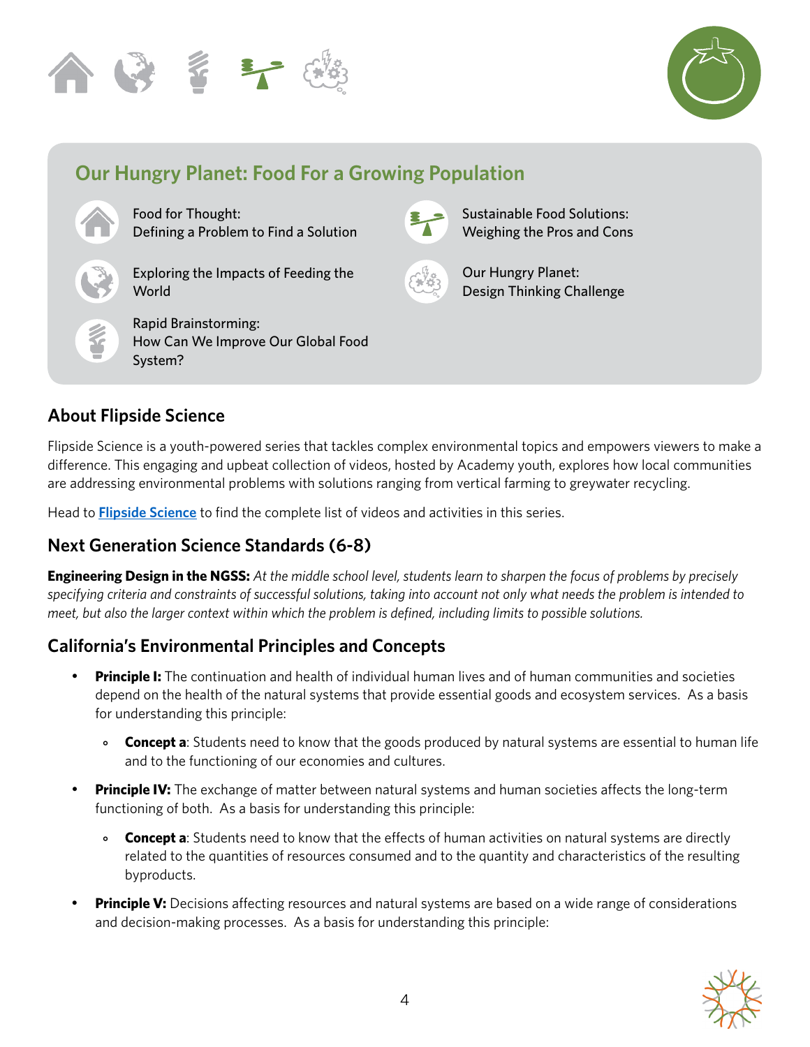## Our Hungry Planet: Food For a Growing Population

- Food for Thought: Defining a Problem to Find a Solution
- Exploring the Impacts of Feeding the World
- Rapid Brainstorming: How Can We Improve Our Global Food System?
- Sustainable Food Solutions: Weighing the Pros and Cons
- Our Hungry Planet: Design Thinking Challenge

## About Flipside Science

Flipside Science is a youth-powered series that tackles complex environmental topics and empowers viewers to make a difference. This engaging and upbeat collection of videos, hosted by Academy youth, explores how local communities are addressing environmental problems with solutions ranging from vertical farming to greywater recycling.

Head to **Flipside Science** to find the complete list of videos and activities in this series.

## Next Generation Science Standards (6-8)

**Engineering Design in the NGSS:** *At the middle school level, students learn to sharpen the focus of problems by precisely specifying criteria and constraints of successful solutions, taking into account not only what needs the problem is intended to meet, but also the larger context within which the problem is defined, including limits to possible solutions.*

## California's Environmental Principles and Concepts

- **Principle I:** The continuation and health of individual human lives and of human communities and societies depend on the health of the natural systems that provide essential goods and ecosystem services. As a basis for understanding this principle:
  - **Concept a**: Students need to know that the goods produced by natural systems are essential to human life and to the functioning of our economies and cultures.
- **Principle IV:** The exchange of matter between natural systems and human societies affects the long-term functioning of both. As a basis for understanding this principle:
  - **Concept a**: Students need to know that the effects of human activities on natural systems are directly related to the quantities of resources consumed and to the quantity and characteristics of the resulting byproducts.
- **Principle V:** Decisions affecting resources and natural systems are based on a wide range of considerations and decision-making processes. As a basis for understanding this principle: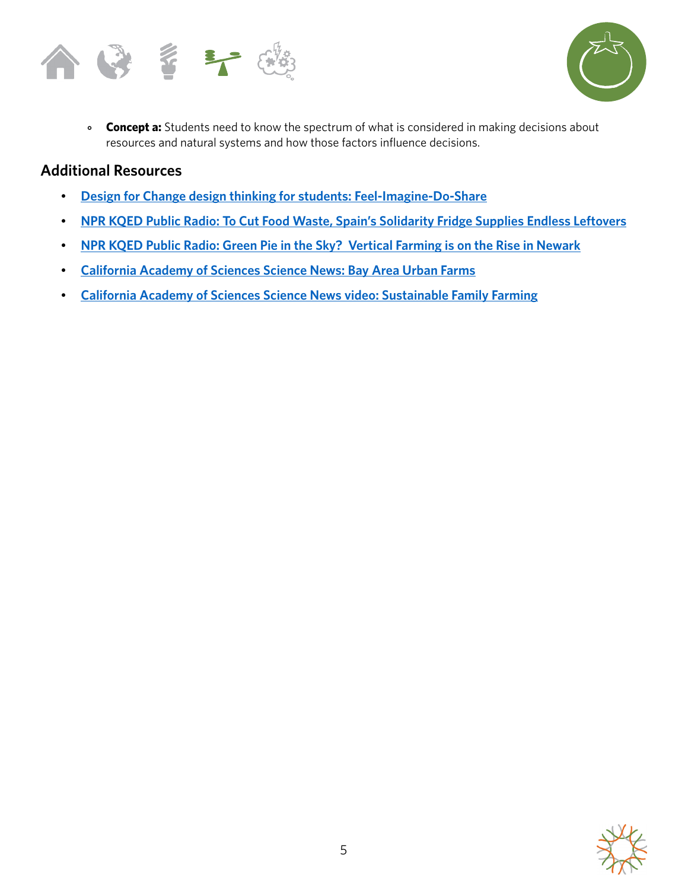- **Concept a:** Students need to know the spectrum of what is considered in making decisions about resources and natural systems and how those factors influence decisions.

## Additional Resources

- **Design for Change design thinking for students: Feel-Imagine-Do-Share**
- **NPR KQED Public Radio: To Cut Food Waste, Spain's Solidarity Fridge Supplies Endless Leftovers**
- **NPR KQED Public Radio: Green Pie in the Sky?  Vertical Farming is on the Rise in Newark**
- **California Academy of Sciences Science News: Bay Area Urban Farms**
- **California Academy of Sciences Science News video: Sustainable Family Farming**